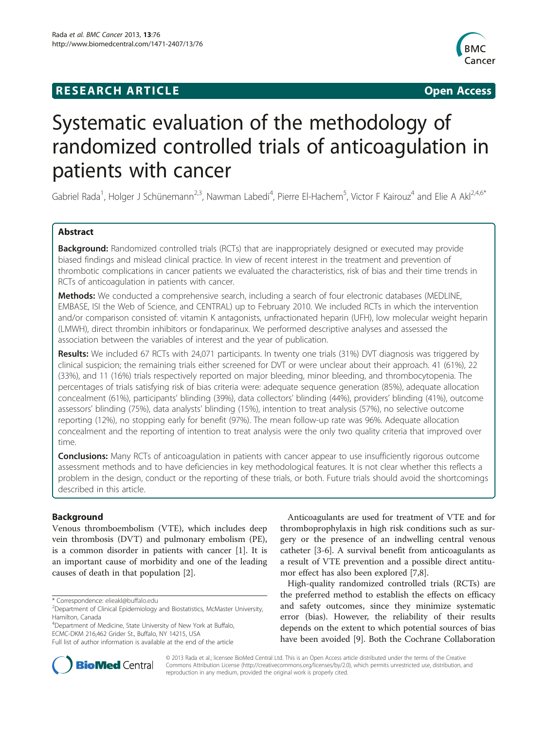**RESEARCH ARTICLE** **Open Access**

# Systematic evaluation of the methodology of randomized controlled trials of anticoagulation in patients with cancer

Gabriel Rada[1], Holger J Schünemann[2,3], Nawman Labedi[4], Pierre El-Hachem[5], Victor F Kairouz[4] and Elie A Akl[2,4,6*]

## Abstract

**Background:** Randomized controlled trials (RCTs) that are inappropriately designed or executed may provide biased findings and mislead clinical practice. In view of recent interest in the treatment and prevention of thrombotic complications in cancer patients we evaluated the characteristics, risk of bias and their time trends in RCTs of anticoagulation in patients with cancer.

**Methods:** We conducted a comprehensive search, including a search of four electronic databases (MEDLINE, EMBASE, ISI the Web of Science, and CENTRAL) up to February 2010. We included RCTs in which the intervention and/or comparison consisted of: vitamin K antagonists, unfractionated heparin (UFH), low molecular weight heparin (LMWH), direct thrombin inhibitors or fondaparinux. We performed descriptive analyses and assessed the association between the variables of interest and the year of publication.

**Results:** We included 67 RCTs with 24,071 participants. In twenty one trials (31%) DVT diagnosis was triggered by clinical suspicion; the remaining trials either screened for DVT or were unclear about their approach. 41 (61%), 22 (33%), and 11 (16%) trials respectively reported on major bleeding, minor bleeding, and thrombocytopenia. The percentages of trials satisfying risk of bias criteria were: adequate sequence generation (85%), adequate allocation concealment (61%), participants' blinding (39%), data collectors' blinding (44%), providers' blinding (41%), outcome assessors' blinding (75%), data analysts' blinding (15%), intention to treat analysis (57%), no selective outcome reporting (12%), no stopping early for benefit (97%). The mean follow-up rate was 96%. Adequate allocation concealment and the reporting of intention to treat analysis were the only two quality criteria that improved over time.

**Conclusions:** Many RCTs of anticoagulation in patients with cancer appear to use insufficiently rigorous outcome assessment methods and to have deficiencies in key methodological features. It is not clear whether this reflects a problem in the design, conduct or the reporting of these trials, or both. Future trials should avoid the shortcomings described in this article.

## Background

Venous thromboembolism (VTE), which includes deep vein thrombosis (DVT) and pulmonary embolism (PE), is a common disorder in patients with cancer [1]. It is an important cause of morbidity and one of the leading causes of death in that population [2].

Anticoagulants are used for treatment of VTE and for thromboprophylaxis in high risk conditions such as surgery or the presence of an indwelling central venous catheter [3-6]. A survival benefit from anticoagulants as a result of VTE prevention and a possible direct antitumor effect has also been explored [7,8].

High-quality randomized controlled trials (RCTs) are the preferred method to establish the effects on efficacy and safety outcomes, since they minimize systematic error (bias). However, the reliability of their results depends on the extent to which potential sources of bias have been avoided [9]. Both the Cochrane Collaboration

\* Correspondence: elieakl@buffalo.edu
[2]Department of Clinical Epidemiology and Biostatistics, McMaster University, Hamilton, Canada
[4]Department of Medicine, State University of New York at Buffalo, ECMC-DKM 216,462 Grider St., Buffalo, NY 14215, USA
Full list of author information is available at the end of the article

© 2013 Rada et al.; licensee BioMed Central Ltd. This is an Open Access article distributed under the terms of the Creative Commons Attribution License (http://creativecommons.org/licenses/by/2.0), which permits unrestricted use, distribution, and reproduction in any medium, provided the original work is properly cited.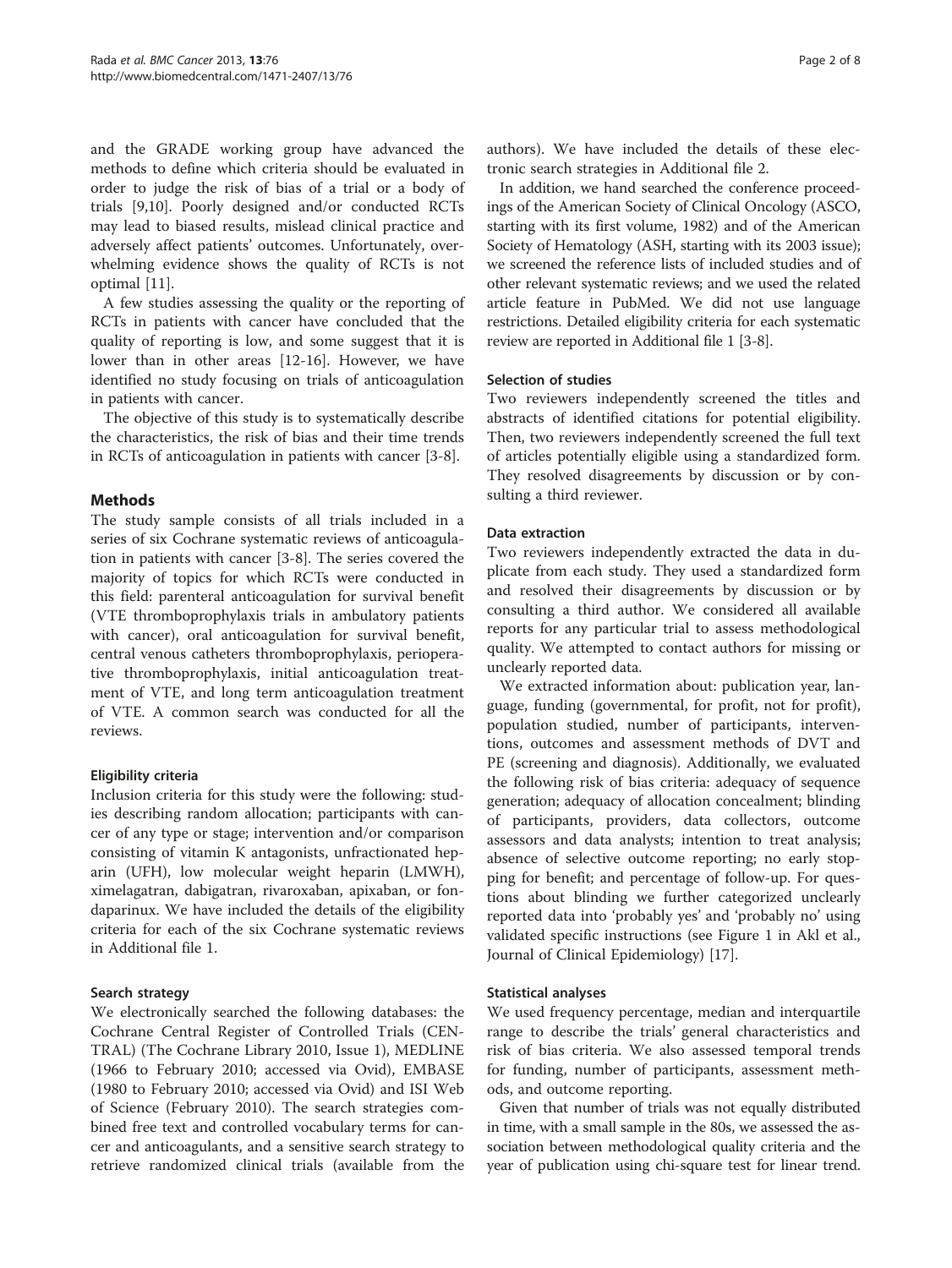and the GRADE working group have advanced the methods to define which criteria should be evaluated in order to judge the risk of bias of a trial or a body of trials [9,10]. Poorly designed and/or conducted RCTs may lead to biased results, mislead clinical practice and adversely affect patients' outcomes. Unfortunately, overwhelming evidence shows the quality of RCTs is not optimal [11].

A few studies assessing the quality or the reporting of RCTs in patients with cancer have concluded that the quality of reporting is low, and some suggest that it is lower than in other areas [12-16]. However, we have identified no study focusing on trials of anticoagulation in patients with cancer.

The objective of this study is to systematically describe the characteristics, the risk of bias and their time trends in RCTs of anticoagulation in patients with cancer [3-8].

## Methods

The study sample consists of all trials included in a series of six Cochrane systematic reviews of anticoagulation in patients with cancer [3-8]. The series covered the majority of topics for which RCTs were conducted in this field: parenteral anticoagulation for survival benefit (VTE thromboprophylaxis trials in ambulatory patients with cancer), oral anticoagulation for survival benefit, central venous catheters thromboprophylaxis, perioperative thromboprophylaxis, initial anticoagulation treatment of VTE, and long term anticoagulation treatment of VTE. A common search was conducted for all the reviews.

### Eligibility criteria

Inclusion criteria for this study were the following: studies describing random allocation; participants with cancer of any type or stage; intervention and/or comparison consisting of vitamin K antagonists, unfractionated heparin (UFH), low molecular weight heparin (LMWH), ximelagatran, dabigatran, rivaroxaban, apixaban, or fondaparinux. We have included the details of the eligibility criteria for each of the six Cochrane systematic reviews in Additional file 1.

### Search strategy

We electronically searched the following databases: the Cochrane Central Register of Controlled Trials (CENTRAL) (The Cochrane Library 2010, Issue 1), MEDLINE (1966 to February 2010; accessed via Ovid), EMBASE (1980 to February 2010; accessed via Ovid) and ISI Web of Science (February 2010). The search strategies combined free text and controlled vocabulary terms for cancer and anticoagulants, and a sensitive search strategy to retrieve randomized clinical trials (available from the authors). We have included the details of these electronic search strategies in Additional file 2.

In addition, we hand searched the conference proceedings of the American Society of Clinical Oncology (ASCO, starting with its first volume, 1982) and of the American Society of Hematology (ASH, starting with its 2003 issue); we screened the reference lists of included studies and of other relevant systematic reviews; and we used the related article feature in PubMed. We did not use language restrictions. Detailed eligibility criteria for each systematic review are reported in Additional file 1 [3-8].

### Selection of studies

Two reviewers independently screened the titles and abstracts of identified citations for potential eligibility. Then, two reviewers independently screened the full text of articles potentially eligible using a standardized form. They resolved disagreements by discussion or by consulting a third reviewer.

### Data extraction

Two reviewers independently extracted the data in duplicate from each study. They used a standardized form and resolved their disagreements by discussion or by consulting a third author. We considered all available reports for any particular trial to assess methodological quality. We attempted to contact authors for missing or unclearly reported data.

We extracted information about: publication year, language, funding (governmental, for profit, not for profit), population studied, number of participants, interventions, outcomes and assessment methods of DVT and PE (screening and diagnosis). Additionally, we evaluated the following risk of bias criteria: adequacy of sequence generation; adequacy of allocation concealment; blinding of participants, providers, data collectors, outcome assessors and data analysts; intention to treat analysis; absence of selective outcome reporting; no early stopping for benefit; and percentage of follow-up. For questions about blinding we further categorized unclearly reported data into 'probably yes' and 'probably no' using validated specific instructions (see Figure 1 in Akl et al., Journal of Clinical Epidemiology) [17].

### Statistical analyses

We used frequency percentage, median and interquartile range to describe the trials' general characteristics and risk of bias criteria. We also assessed temporal trends for funding, number of participants, assessment methods, and outcome reporting.

Given that number of trials was not equally distributed in time, with a small sample in the 80s, we assessed the association between methodological quality criteria and the year of publication using chi-square test for linear trend.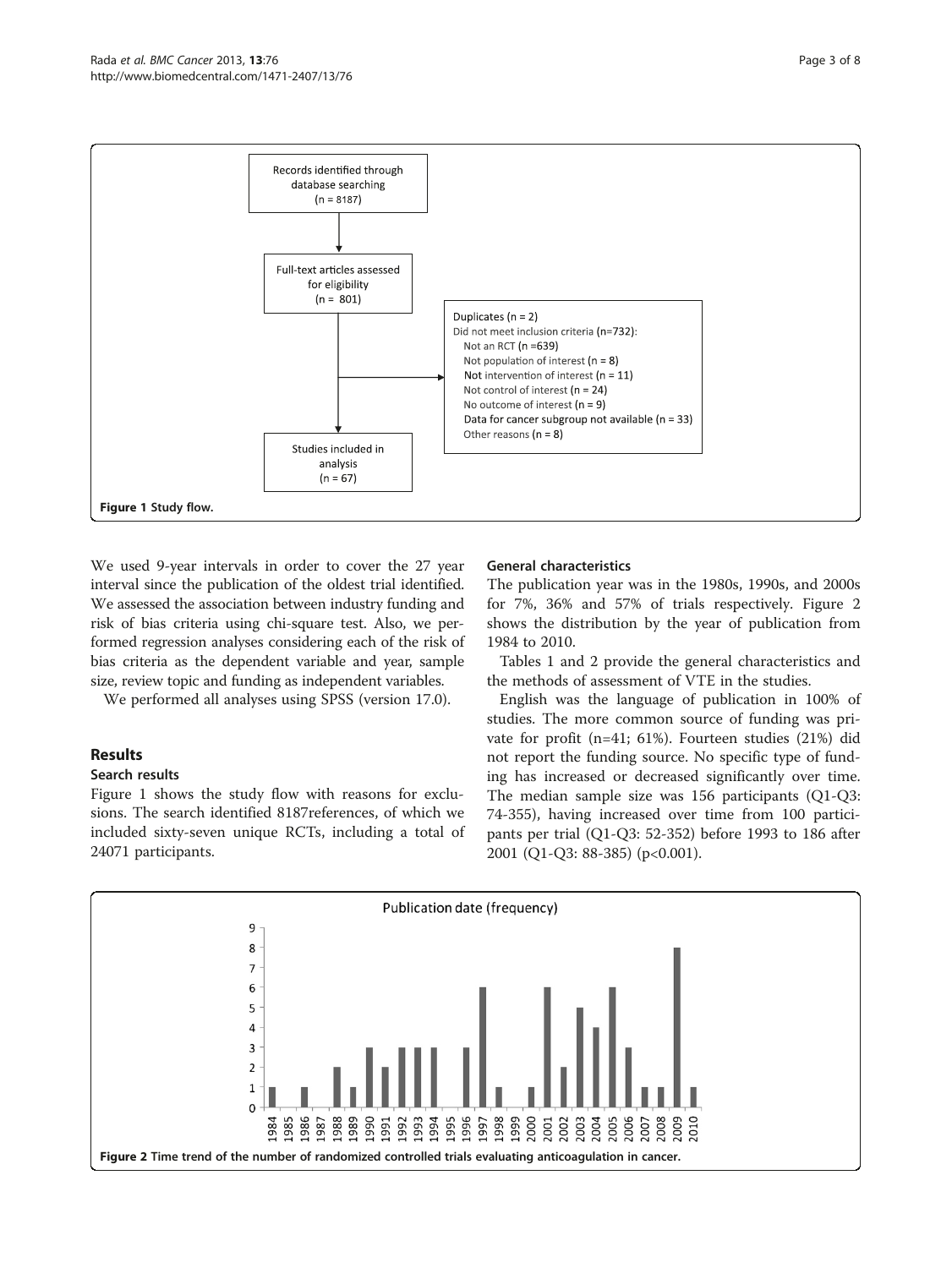Figure 1 Study flow.

We used 9-year intervals in order to cover the 27 year interval since the publication of the oldest trial identified. We assessed the association between industry funding and risk of bias criteria using chi-square test. Also, we performed regression analyses considering each of the risk of bias criteria as the dependent variable and year, sample size, review topic and funding as independent variables.

We performed all analyses using SPSS (version 17.0).

## Results

### Search results

Figure 1 shows the study flow with reasons for exclusions. The search identified 8187references, of which we included sixty-seven unique RCTs, including a total of 24071 participants.

### General characteristics

The publication year was in the 1980s, 1990s, and 2000s for 7%, 36% and 57% of trials respectively. Figure 2 shows the distribution by the year of publication from 1984 to 2010.

Tables 1 and 2 provide the general characteristics and the methods of assessment of VTE in the studies.

English was the language of publication in 100% of studies. The more common source of funding was private for profit (n=41; 61%). Fourteen studies (21%) did not report the funding source. No specific type of funding has increased or decreased significantly over time. The median sample size was 156 participants (Q1-Q3: 74-355), having increased over time from 100 participants per trial (Q1-Q3: 52-352) before 1993 to 186 after 2001 (Q1-Q3: 88-385) ($p<0.001$).

Figure 2 Time trend of the number of randomized controlled trials evaluating anticoagulation in cancer.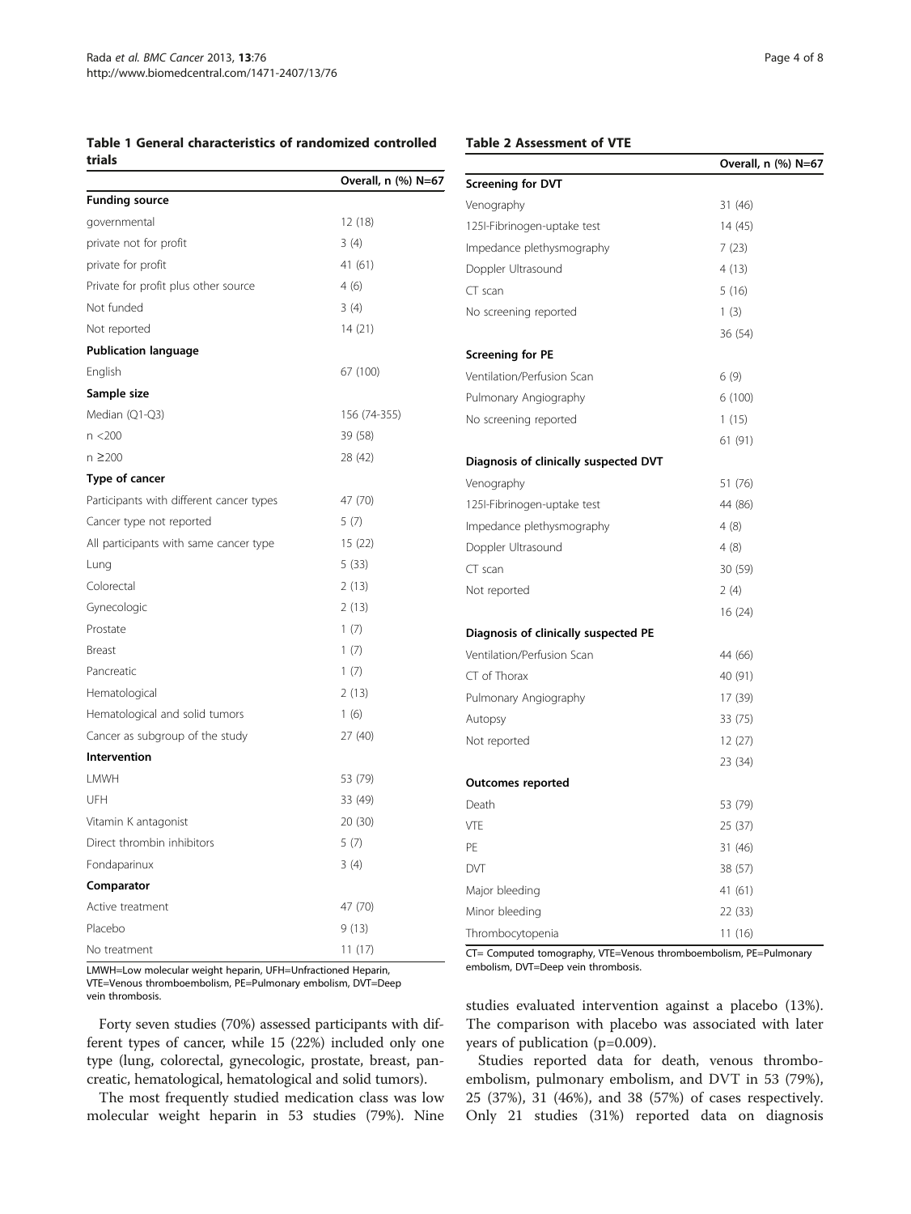**Table 1 General characteristics of randomized controlled trials**

| | Overall, n (%) N=67 |
|---|---|
| **Funding source** | |
| governmental | 12 (18) |
| private not for profit | 3 (4) |
| private for profit | 41 (61) |
| Private for profit plus other source | 4 (6) |
| Not funded | 3 (4) |
| Not reported | 14 (21) |
| **Publication language** | |
| English | 67 (100) |
| **Sample size** | |
| Median (Q1-Q3) | 156 (74-355) |
| n <200 | 39 (58) |
| n ≥200 | 28 (42) |
| **Type of cancer** | |
| Participants with different cancer types | 47 (70) |
| Cancer type not reported | 5 (7) |
| All participants with same cancer type | 15 (22) |
| Lung | 5 (33) |
| Colorectal | 2 (13) |
| Gynecologic | 2 (13) |
| Prostate | 1 (7) |
| Breast | 1 (7) |
| Pancreatic | 1 (7) |
| Hematological | 2 (13) |
| Hematological and solid tumors | 1 (6) |
| Cancer as subgroup of the study | 27 (40) |
| **Intervention** | |
| LMWH | 53 (79) |
| UFH | 33 (49) |
| Vitamin K antagonist | 20 (30) |
| Direct thrombin inhibitors | 5 (7) |
| Fondaparinux | 3 (4) |
| **Comparator** | |
| Active treatment | 47 (70) |
| Placebo | 9 (13) |
| No treatment | 11 (17) |

LMWH=Low molecular weight heparin, UFH=Unfractioned Heparin, VTE=Venous thromboembolism, PE=Pulmonary embolism, DVT=Deep vein thrombosis.

Forty seven studies (70%) assessed participants with different types of cancer, while 15 (22%) included only one type (lung, colorectal, gynecologic, prostate, breast, pancreatic, hematological, hematological and solid tumors).

The most frequently studied medication class was low molecular weight heparin in 53 studies (79%). Nine studies evaluated intervention against a placebo (13%). The comparison with placebo was associated with later years of publication (p=0.009).

Studies reported data for death, venous thromboembolism, pulmonary embolism, and DVT in 53 (79%), 25 (37%), 31 (46%), and 38 (57%) of cases respectively. Only 21 studies (31%) reported data on diagnosis

**Table 2 Assessment of VTE**

| | Overall, n (%) N=67 |
|---|---|
| **Screening for DVT** | |
| Venography | 31 (46) |
| 125I-Fibrinogen-uptake test | 14 (45) |
| Impedance plethysmography | 7 (23) |
| Doppler Ultrasound | 4 (13) |
| CT scan | 5 (16) |
| No screening reported | 1 (3) |
| | 36 (54) |
| **Screening for PE** | |
| Ventilation/Perfusion Scan | 6 (9) |
| Pulmonary Angiography | 6 (100) |
| No screening reported | 1 (15) |
| | 61 (91) |
| **Diagnosis of clinically suspected DVT** | |
| Venography | 51 (76) |
| 125I-Fibrinogen-uptake test | 44 (86) |
| Impedance plethysmography | 4 (8) |
| Doppler Ultrasound | 4 (8) |
| CT scan | 30 (59) |
| Not reported | 2 (4) |
| | 16 (24) |
| **Diagnosis of clinically suspected PE** | |
| Ventilation/Perfusion Scan | 44 (66) |
| CT of Thorax | 40 (91) |
| Pulmonary Angiography | 17 (39) |
| Autopsy | 33 (75) |
| Not reported | 12 (27) |
| | 23 (34) |
| **Outcomes reported** | |
| Death | 53 (79) |
| VTE | 25 (37) |
| PE | 31 (46) |
| DVT | 38 (57) |
| Major bleeding | 41 (61) |
| Minor bleeding | 22 (33) |
| Thrombocytopenia | 11 (16) |

CT= Computed tomography, VTE=Venous thromboembolism, PE=Pulmonary embolism, DVT=Deep vein thrombosis.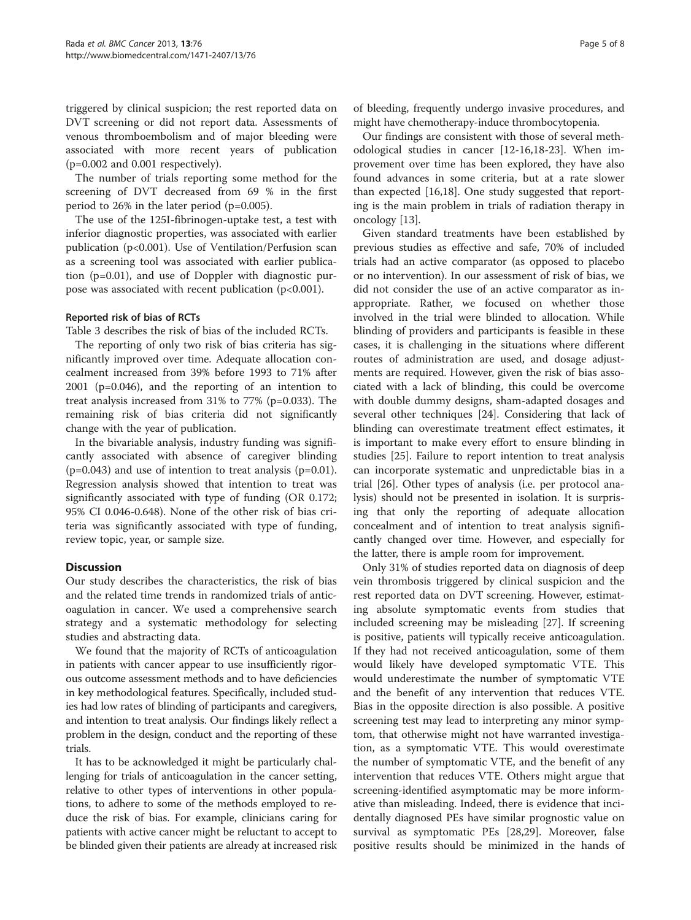triggered by clinical suspicion; the rest reported data on DVT screening or did not report data. Assessments of venous thromboembolism and of major bleeding were associated with more recent years of publication ($p=0.002$ and $0.001$ respectively).

The number of trials reporting some method for the screening of DVT decreased from 69 % in the first period to 26% in the later period ($p=0.005$).

The use of the 125I-fibrinogen-uptake test, a test with inferior diagnostic properties, was associated with earlier publication ($p<0.001$). Use of Ventilation/Perfusion scan as a screening tool was associated with earlier publication ($p=0.01$), and use of Doppler with diagnostic purpose was associated with recent publication ($p<0.001$).

#### Reported risk of bias of RCTs

Table 3 describes the risk of bias of the included RCTs.

The reporting of only two risk of bias criteria has significantly improved over time. Adequate allocation concealment increased from 39% before 1993 to 71% after 2001 ($p=0.046$), and the reporting of an intention to treat analysis increased from 31% to 77% ($p=0.033$). The remaining risk of bias criteria did not significantly change with the year of publication.

In the bivariable analysis, industry funding was significantly associated with absence of caregiver blinding ($p=0.043$) and use of intention to treat analysis ($p=0.01$). Regression analysis showed that intention to treat was significantly associated with type of funding (OR 0.172; 95% CI 0.046-0.648). None of the other risk of bias criteria was significantly associated with type of funding, review topic, year, or sample size.

## Discussion

Our study describes the characteristics, the risk of bias and the related time trends in randomized trials of anticoagulation in cancer. We used a comprehensive search strategy and a systematic methodology for selecting studies and abstracting data.

We found that the majority of RCTs of anticoagulation in patients with cancer appear to use insufficiently rigorous outcome assessment methods and to have deficiencies in key methodological features. Specifically, included studies had low rates of blinding of participants and caregivers, and intention to treat analysis. Our findings likely reflect a problem in the design, conduct and the reporting of these trials.

It has to be acknowledged it might be particularly challenging for trials of anticoagulation in the cancer setting, relative to other types of interventions in other populations, to adhere to some of the methods employed to reduce the risk of bias. For example, clinicians caring for patients with active cancer might be reluctant to accept to be blinded given their patients are already at increased risk of bleeding, frequently undergo invasive procedures, and might have chemotherapy-induce thrombocytopenia.

Our findings are consistent with those of several methodological studies in cancer [12-16,18-23]. When improvement over time has been explored, they have also found advances in some criteria, but at a rate slower than expected [16,18]. One study suggested that reporting is the main problem in trials of radiation therapy in oncology [13].

Given standard treatments have been established by previous studies as effective and safe, 70% of included trials had an active comparator (as opposed to placebo or no intervention). In our assessment of risk of bias, we did not consider the use of an active comparator as inappropriate. Rather, we focused on whether those involved in the trial were blinded to allocation. While blinding of providers and participants is feasible in these cases, it is challenging in the situations where different routes of administration are used, and dosage adjustments are required. However, given the risk of bias associated with a lack of blinding, this could be overcome with double dummy designs, sham-adapted dosages and several other techniques [24]. Considering that lack of blinding can overestimate treatment effect estimates, it is important to make every effort to ensure blinding in studies [25]. Failure to report intention to treat analysis can incorporate systematic and unpredictable bias in a trial [26]. Other types of analysis (i.e. per protocol analysis) should not be presented in isolation. It is surprising that only the reporting of adequate allocation concealment and of intention to treat analysis significantly changed over time. However, and especially for the latter, there is ample room for improvement.

Only 31% of studies reported data on diagnosis of deep vein thrombosis triggered by clinical suspicion and the rest reported data on DVT screening. However, estimating absolute symptomatic events from studies that included screening may be misleading [27]. If screening is positive, patients will typically receive anticoagulation. If they had not received anticoagulation, some of them would likely have developed symptomatic VTE. This would underestimate the number of symptomatic VTE and the benefit of any intervention that reduces VTE. Bias in the opposite direction is also possible. A positive screening test may lead to interpreting any minor symptom, that otherwise might not have warranted investigation, as a symptomatic VTE. This would overestimate the number of symptomatic VTE, and the benefit of any intervention that reduces VTE. Others might argue that screening-identified asymptomatic may be more informative than misleading. Indeed, there is evidence that incidentally diagnosed PEs have similar prognostic value on survival as symptomatic PEs [28,29]. Moreover, false positive results should be minimized in the hands of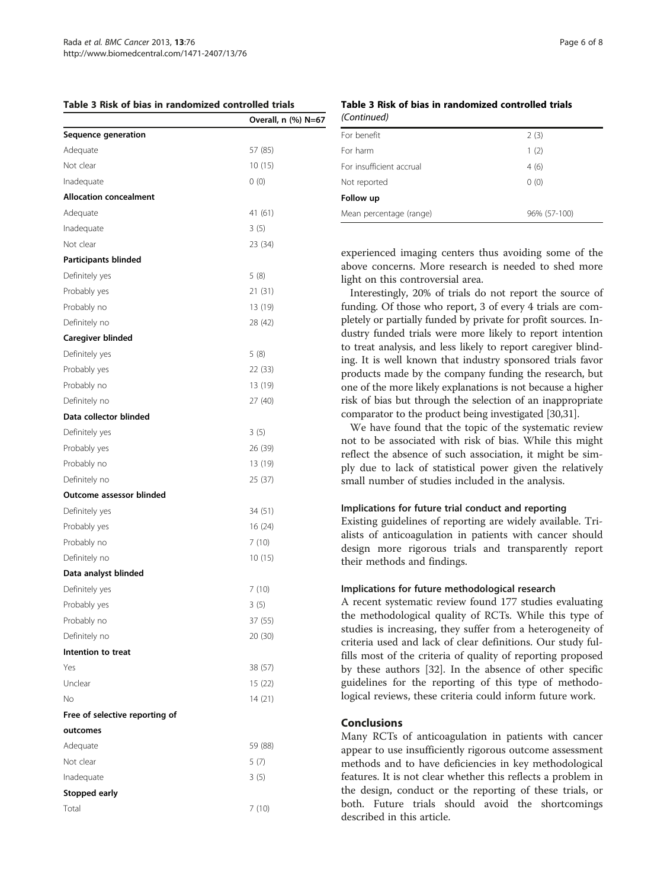**Table 3 Risk of bias in randomized controlled trials**

| | Overall, n (%) N=67 |
|---|---|
| **Sequence generation** | |
| Adequate | 57 (85) |
| Not clear | 10 (15) |
| Inadequate | 0 (0) |
| **Allocation concealment** | |
| Adequate | 41 (61) |
| Inadequate | 3 (5) |
| Not clear | 23 (34) |
| **Participants blinded** | |
| Definitely yes | 5 (8) |
| Probably yes | 21 (31) |
| Probably no | 13 (19) |
| Definitely no | 28 (42) |
| **Caregiver blinded** | |
| Definitely yes | 5 (8) |
| Probably yes | 22 (33) |
| Probably no | 13 (19) |
| Definitely no | 27 (40) |
| **Data collector blinded** | |
| Definitely yes | 3 (5) |
| Probably yes | 26 (39) |
| Probably no | 13 (19) |
| Definitely no | 25 (37) |
| **Outcome assessor blinded** | |
| Definitely yes | 34 (51) |
| Probably yes | 16 (24) |
| Probably no | 7 (10) |
| Definitely no | 10 (15) |
| **Data analyst blinded** | |
| Definitely yes | 7 (10) |
| Probably yes | 3 (5) |
| Probably no | 37 (55) |
| Definitely no | 20 (30) |
| **Intention to treat** | |
| Yes | 38 (57) |
| Unclear | 15 (22) |
| No | 14 (21) |
| **Free of selective reporting of outcomes** | |
| Adequate | 59 (88) |
| Not clear | 5 (7) |
| Inadequate | 3 (5) |
| **Stopped early** | |
| Total | 7 (10) |
| For benefit | 2 (3) |
| For harm | 1 (2) |
| For insufficient accrual | 4 (6) |
| Not reported | 0 (0) |
| **Follow up** | |
| Mean percentage (range) | 96% (57-100) |

experienced imaging centers thus avoiding some of the above concerns. More research is needed to shed more light on this controversial area.

Interestingly, 20% of trials do not report the source of funding. Of those who report, 3 of every 4 trials are completely or partially funded by private for profit sources. Industry funded trials were more likely to report intention to treat analysis, and less likely to report caregiver blinding. It is well known that industry sponsored trials favor products made by the company funding the research, but one of the more likely explanations is not because a higher risk of bias but through the selection of an inappropriate comparator to the product being investigated [30,31].

We have found that the topic of the systematic review not to be associated with risk of bias. While this might reflect the absence of such association, it might be simply due to lack of statistical power given the relatively small number of studies included in the analysis.

### Implications for future trial conduct and reporting

Existing guidelines of reporting are widely available. Trialists of anticoagulation in patients with cancer should design more rigorous trials and transparently report their methods and findings.

### Implications for future methodological research

A recent systematic review found 177 studies evaluating the methodological quality of RCTs. While this type of studies is increasing, they suffer from a heterogeneity of criteria used and lack of clear definitions. Our study fulfills most of the criteria of quality of reporting proposed by these authors [32]. In the absence of other specific guidelines for the reporting of this type of methodological reviews, these criteria could inform future work.

## Conclusions

Many RCTs of anticoagulation in patients with cancer appear to use insufficiently rigorous outcome assessment methods and to have deficiencies in key methodological features. It is not clear whether this reflects a problem in the design, conduct or the reporting of these trials, or both. Future trials should avoid the shortcomings described in this article.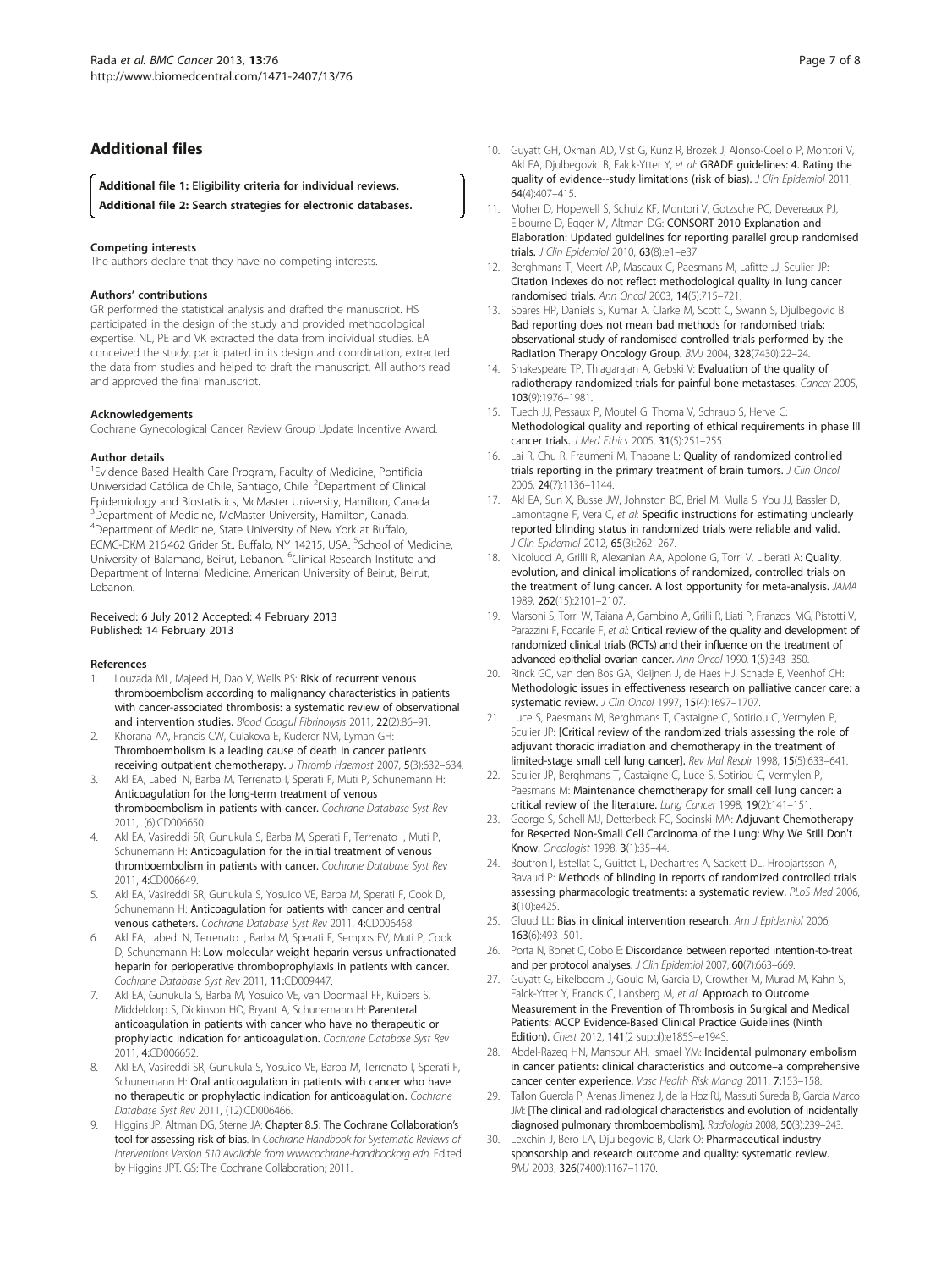## Additional files

**Additional file 1: Eligibility criteria for individual reviews.**

**Additional file 2: Search strategies for electronic databases.**

#### Competing interests

The authors declare that they have no competing interests.

#### Authors' contributions

GR performed the statistical analysis and drafted the manuscript. HS participated in the design of the study and provided methodological expertise. NL, PE and VK extracted the data from individual studies. EA conceived the study, participated in its design and coordination, extracted the data from studies and helped to draft the manuscript. All authors read and approved the final manuscript.

#### Acknowledgements

Cochrane Gynecological Cancer Review Group Update Incentive Award.

#### Author details

[1]Evidence Based Health Care Program, Faculty of Medicine, Pontificia Universidad Católica de Chile, Santiago, Chile. [2]Department of Clinical Epidemiology and Biostatistics, McMaster University, Hamilton, Canada. [3]Department of Medicine, McMaster University, Hamilton, Canada. [4]Department of Medicine, State University of New York at Buffalo, ECMC-DKM 216,462 Grider St., Buffalo, NY 14215, USA. [5]School of Medicine, University of Balamand, Beirut, Lebanon. [6]Clinical Research Institute and Department of Internal Medicine, American University of Beirut, Beirut, Lebanon.

Received: 6 July 2012 Accepted: 4 February 2013
Published: 14 February 2013

#### References

1. Louzada ML, Majeed H, Dao V, Wells PS: **Risk of recurrent venous thromboembolism according to malignancy characteristics in patients with cancer-associated thrombosis: a systematic review of observational and intervention studies.** *Blood Coagul Fibrinolysis* 2011, **22**(2):86–91.
2. Khorana AA, Francis CW, Culakova E, Kuderer NM, Lyman GH: **Thromboembolism is a leading cause of death in cancer patients receiving outpatient chemotherapy.** *J Thromb Haemost* 2007, **5**(3):632–634.
3. Akl EA, Labedi N, Barba M, Terrenato I, Sperati F, Muti P, Schunemann H: **Anticoagulation for the long-term treatment of venous thromboembolism in patients with cancer.** *Cochrane Database Syst Rev* 2011, (6):CD006650.
4. Akl EA, Vasireddi SR, Gunukula S, Barba M, Sperati F, Terrenato I, Muti P, Schunemann H: **Anticoagulation for the initial treatment of venous thromboembolism in patients with cancer.** *Cochrane Database Syst Rev* 2011, **4**:CD006649.
5. Akl EA, Vasireddi SR, Gunukula S, Yosuico VE, Barba M, Sperati F, Cook D, Schunemann H: **Anticoagulation for patients with cancer and central venous catheters.** *Cochrane Database Syst Rev* 2011, **4**:CD006468.
6. Akl EA, Labedi N, Terrenato I, Barba M, Sperati F, Sempos EV, Muti P, Cook D, Schunemann H: **Low molecular weight heparin versus unfractionated heparin for perioperative thromboprophylaxis in patients with cancer.** *Cochrane Database Syst Rev* 2011, **11**:CD009447.
7. Akl EA, Gunukula S, Barba M, Yosuico VE, van Doormaal FF, Kuipers S, Middeldorp S, Dickinson HO, Bryant A, Schunemann H: **Parenteral anticoagulation in patients with cancer who have no therapeutic or prophylactic indication for anticoagulation.** *Cochrane Database Syst Rev* 2011, **4**:CD006652.
8. Akl EA, Vasireddi SR, Gunukula S, Yosuico VE, Barba M, Terrenato I, Sperati F, Schunemann H: **Oral anticoagulation in patients with cancer who have no therapeutic or prophylactic indication for anticoagulation.** *Cochrane Database Syst Rev* 2011, (12):CD006466.
9. Higgins JP, Altman DG, Sterne JA: **Chapter 8.5: The Cochrane Collaboration's tool for assessing risk of bias.** In *Cochrane Handbook for Systematic Reviews of Interventions Version 510 Available from wwwcochrane-handbookorg edn.* Edited by Higgins JPT. GS: The Cochrane Collaboration; 2011.
10. Guyatt GH, Oxman AD, Vist G, Kunz R, Brozek J, Alonso-Coello P, Montori V, Akl EA, Djulbegovic B, Falck-Ytter Y, *et al*: **GRADE guidelines: 4. Rating the quality of evidence--study limitations (risk of bias).** *J Clin Epidemiol* 2011, **64**(4):407–415.
11. Moher D, Hopewell S, Schulz KF, Montori V, Gotzsche PC, Devereaux PJ, Elbourne D, Egger M, Altman DG: **CONSORT 2010 Explanation and Elaboration: Updated guidelines for reporting parallel group randomised trials.** *J Clin Epidemiol* 2010, **63**(8):e1–e37.
12. Berghmans T, Meert AP, Mascaux C, Paesmans M, Lafitte JJ, Sculier JP: **Citation indexes do not reflect methodological quality in lung cancer randomised trials.** *Ann Oncol* 2003, **14**(5):715–721.
13. Soares HP, Daniels S, Kumar A, Clarke M, Scott C, Swann S, Djulbegovic B: **Bad reporting does not mean bad methods for randomised trials: observational study of randomised controlled trials performed by the Radiation Therapy Oncology Group.** *BMJ* 2004, **328**(7430):22–24.
14. Shakespeare TP, Thiagarajan A, Gebski V: **Evaluation of the quality of radiotherapy randomized trials for painful bone metastases.** *Cancer* 2005, **103**(9):1976–1981.
15. Tuech JJ, Pessaux P, Moutel G, Thoma V, Schraub S, Herve C: **Methodological quality and reporting of ethical requirements in phase III cancer trials.** *J Med Ethics* 2005, **31**(5):251–255.
16. Lai R, Chu R, Fraumeni M, Thabane L: **Quality of randomized controlled trials reporting in the primary treatment of brain tumors.** *J Clin Oncol* 2006, **24**(7):1136–1144.
17. Akl EA, Sun X, Busse JW, Johnston BC, Briel M, Mulla S, You JJ, Bassler D, Lamontagne F, Vera C, *et al*: **Specific instructions for estimating unclearly reported blinding status in randomized trials were reliable and valid.** *J Clin Epidemiol* 2012, **65**(3):262–267.
18. Nicolucci A, Grilli R, Alexanian AA, Apolone G, Torri V, Liberati A: **Quality, evolution, and clinical implications of randomized, controlled trials on the treatment of lung cancer. A lost opportunity for meta-analysis.** *JAMA* 1989, **262**(15):2101–2107.
19. Marsoni S, Torri W, Taiana A, Gambino A, Grilli R, Liati P, Franzosi MG, Pistotti V, Parazzini F, Focarile F, *et al*: **Critical review of the quality and development of randomized clinical trials (RCTs) and their influence on the treatment of advanced epithelial ovarian cancer.** *Ann Oncol* 1990, **1**(5):343–350.
20. Rinck GC, van den Bos GA, Kleijnen J, de Haes HJ, Schade E, Veenhof CH: **Methodologic issues in effectiveness research on palliative cancer care: a systematic review.** *J Clin Oncol* 1997, **15**(4):1697–1707.
21. Luce S, Paesmans M, Berghmans T, Castaigne C, Sotiriou C, Vermylen P, Sculier JP: **[Critical review of the randomized trials assessing the role of adjuvant thoracic irradiation and chemotherapy in the treatment of limited-stage small cell lung cancer].** *Rev Mal Respir* 1998, **15**(5):633–641.
22. Sculier JP, Berghmans T, Castaigne C, Luce S, Sotiriou C, Vermylen P, Paesmans M: **Maintenance chemotherapy for small cell lung cancer: a critical review of the literature.** *Lung Cancer* 1998, **19**(2):141–151.
23. George S, Schell MJ, Detterbeck FC, Socinski MA: **Adjuvant Chemotherapy for Resected Non-Small Cell Carcinoma of the Lung: Why We Still Don't Know.** *Oncologist* 1998, **3**(1):35–44.
24. Boutron I, Estellat C, Guittet L, Dechartres A, Sackett DL, Hrobjartsson A, Ravaud P: **Methods of blinding in reports of randomized controlled trials assessing pharmacologic treatments: a systematic review.** *PLoS Med* 2006, **3**(10):e425.
25. Gluud LL: **Bias in clinical intervention research.** *Am J Epidemiol* 2006, **163**(6):493–501.
26. Porta N, Bonet C, Cobo E: **Discordance between reported intention-to-treat and per protocol analyses.** *J Clin Epidemiol* 2007, **60**(7):663–669.
27. Guyatt G, Eikelboom J, Gould M, Garcia D, Crowther M, Murad M, Kahn S, Falck-Ytter Y, Francis C, Lansberg M, *et al*: **Approach to Outcome Measurement in the Prevention of Thrombosis in Surgical and Medical Patients: ACCP Evidence-Based Clinical Practice Guidelines (Ninth Edition).** *Chest* 2012, **141**(2 suppl):e185S–e194S.
28. Abdel-Razeq HN, Mansour AH, Ismael YM: **Incidental pulmonary embolism in cancer patients: clinical characteristics and outcome–a comprehensive cancer center experience.** *Vasc Health Risk Manag* 2011, **7**:153–158.
29. Tallon Guerola P, Arenas Jimenez J, de la Hoz RJ, Massuti Sureda B, Garcia Marco JM: **[The clinical and radiological characteristics and evolution of incidentally diagnosed pulmonary thromboembolism].** *Radiologia* 2008, **50**(3):239–243.
30. Lexchin J, Bero LA, Djulbegovic B, Clark O: **Pharmaceutical industry sponsorship and research outcome and quality: systematic review.** *BMJ* 2003, **326**(7400):1167–1170.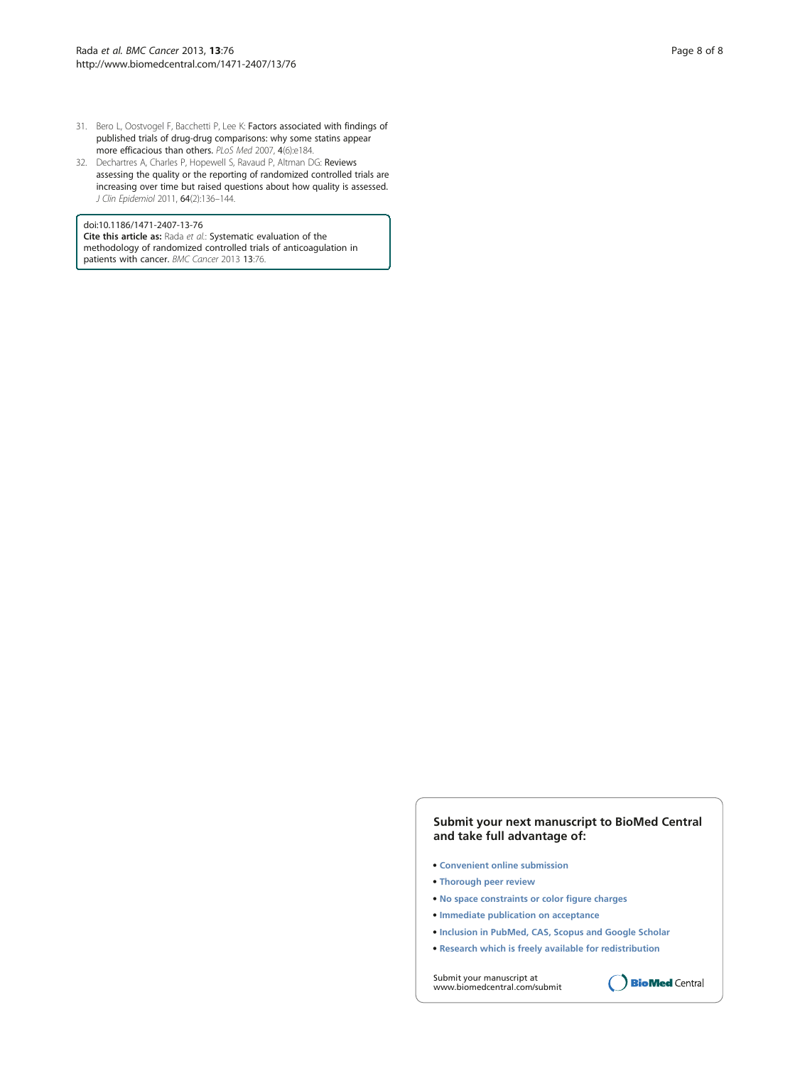31. Bero L, Oostvogel F, Bacchetti P, Lee K: **Factors associated with findings of published trials of drug-drug comparisons: why some statins appear more efficacious than others.** *PLoS Med* 2007, **4**(6):e184.
32. Dechartres A, Charles P, Hopewell S, Ravaud P, Altman DG: **Reviews assessing the quality or the reporting of randomized controlled trials are increasing over time but raised questions about how quality is assessed.** *J Clin Epidemiol* 2011, **64**(2):136–144.

doi:10.1186/1471-2407-13-76
**Cite this article as:** Rada *et al.*: Systematic evaluation of the methodology of randomized controlled trials of anticoagulation in patients with cancer. *BMC Cancer* 2013 **13**:76.

**Submit your next manuscript to BioMed Central and take full advantage of:**

- **Convenient online submission**
- **Thorough peer review**
- **No space constraints or color figure charges**
- **Immediate publication on acceptance**
- **Inclusion in PubMed, CAS, Scopus and Google Scholar**
- **Research which is freely available for redistribution**

Submit your manuscript at
www.biomedcentral.com/submit

BioMed Central